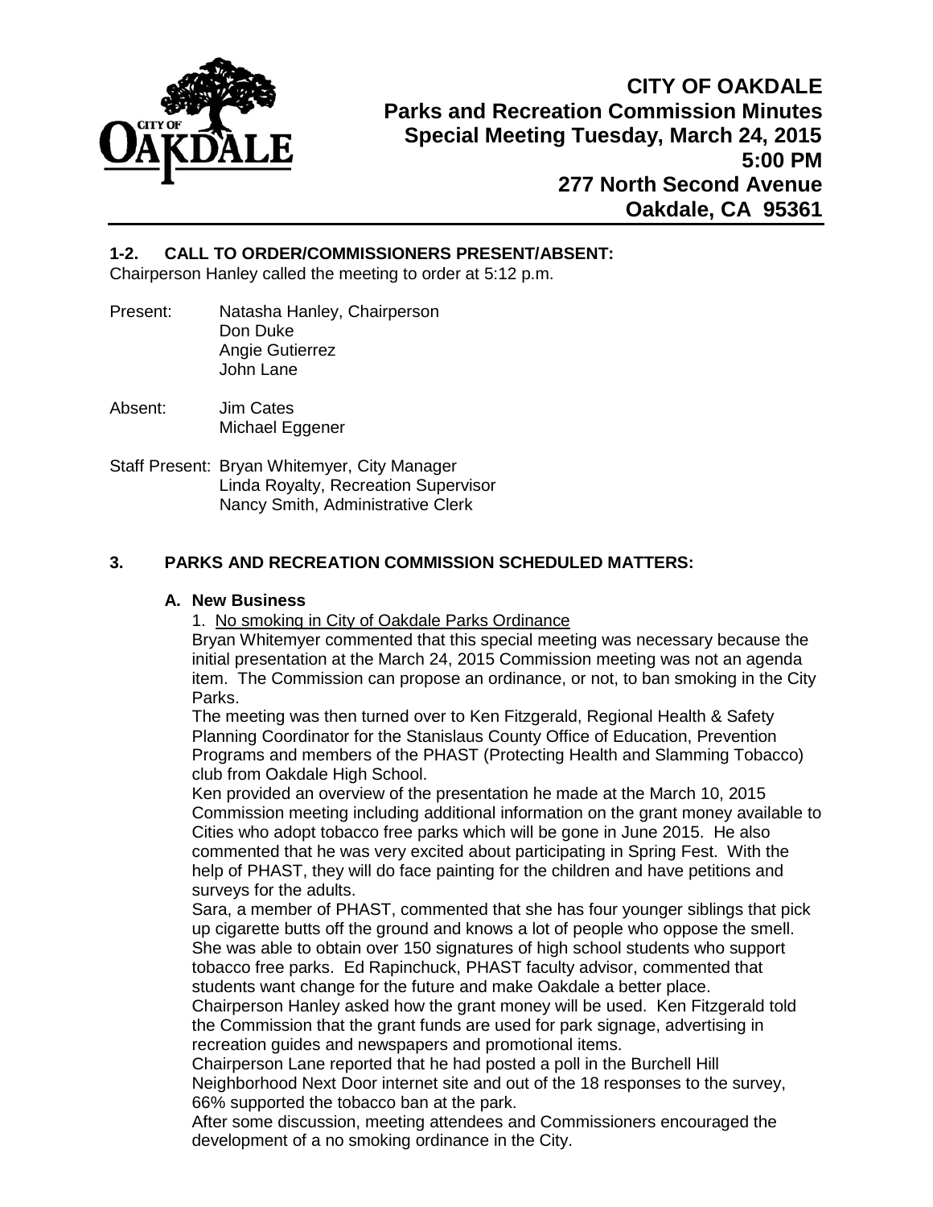# CITY OF OAKDALE
## Parks and Recreation Commission Minutes
## Special Meeting Tuesday, March 24, 2015
## 5:00 PM
## 277 North Second Avenue
## Oakdale, CA 95361

### 1-2. CALL TO ORDER/COMMISSIONERS PRESENT/ABSENT:

Chairperson Hanley called the meeting to order at 5:12 p.m.

Present: Natasha Hanley, Chairperson
Don Duke
Angie Gutierrez
John Lane

Absent: Jim Cates
Michael Eggener

Staff Present: Bryan Whitemyer, City Manager
Linda Royalty, Recreation Supervisor
Nancy Smith, Administrative Clerk

### 3. PARKS AND RECREATION COMMISSION SCHEDULED MATTERS:

#### A. New Business

1. No smoking in City of Oakdale Parks Ordinance

Bryan Whitemyer commented that this special meeting was necessary because the initial presentation at the March 24, 2015 Commission meeting was not an agenda item. The Commission can propose an ordinance, or not, to ban smoking in the City Parks.

The meeting was then turned over to Ken Fitzgerald, Regional Health & Safety Planning Coordinator for the Stanislaus County Office of Education, Prevention Programs and members of the PHAST (Protecting Health and Slamming Tobacco) club from Oakdale High School.

Ken provided an overview of the presentation he made at the March 10, 2015 Commission meeting including additional information on the grant money available to Cities who adopt tobacco free parks which will be gone in June 2015. He also commented that he was very excited about participating in Spring Fest. With the help of PHAST, they will do face painting for the children and have petitions and surveys for the adults.

Sara, a member of PHAST, commented that she has four younger siblings that pick up cigarette butts off the ground and knows a lot of people who oppose the smell. She was able to obtain over 150 signatures of high school students who support tobacco free parks. Ed Rapinchuck, PHAST faculty advisor, commented that students want change for the future and make Oakdale a better place.

Chairperson Hanley asked how the grant money will be used. Ken Fitzgerald told the Commission that the grant funds are used for park signage, advertising in recreation guides and newspapers and promotional items.

Chairperson Lane reported that he had posted a poll in the Burchell Hill Neighborhood Next Door internet site and out of the 18 responses to the survey, 66% supported the tobacco ban at the park.

After some discussion, meeting attendees and Commissioners encouraged the development of a no smoking ordinance in the City.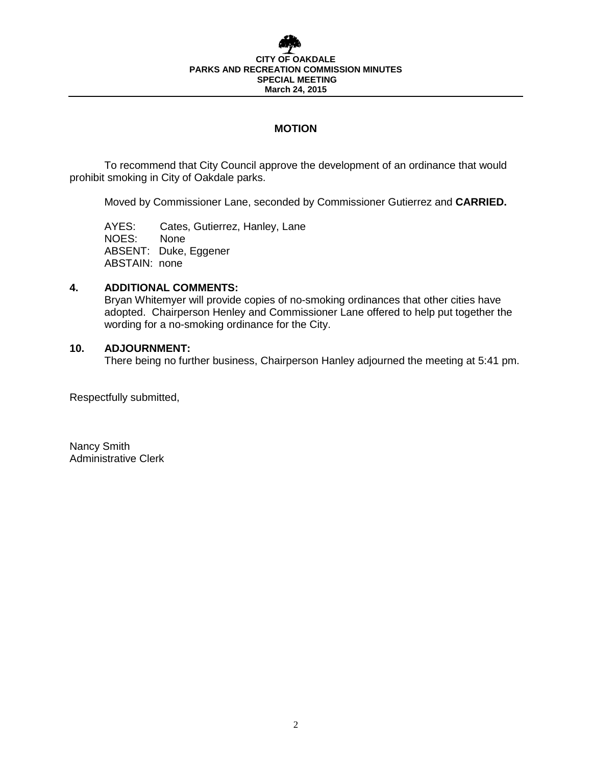**CITY OF OAKDALE**
**PARKS AND RECREATION COMMISSION MINUTES**
**SPECIAL MEETING**
**March 24, 2015**

**MOTION**

To recommend that City Council approve the development of an ordinance that would prohibit smoking in City of Oakdale parks.

Moved by Commissioner Lane, seconded by Commissioner Gutierrez and **CARRIED.**

AYES: Cates, Gutierrez, Hanley, Lane
NOES: None
ABSENT: Duke, Eggener
ABSTAIN: none

**4. ADDITIONAL COMMENTS:**

Bryan Whitemyer will provide copies of no-smoking ordinances that other cities have adopted. Chairperson Henley and Commissioner Lane offered to help put together the wording for a no-smoking ordinance for the City.

**10. ADJOURNMENT:**

There being no further business, Chairperson Hanley adjourned the meeting at 5:41 pm.

Respectfully submitted,

Nancy Smith
Administrative Clerk